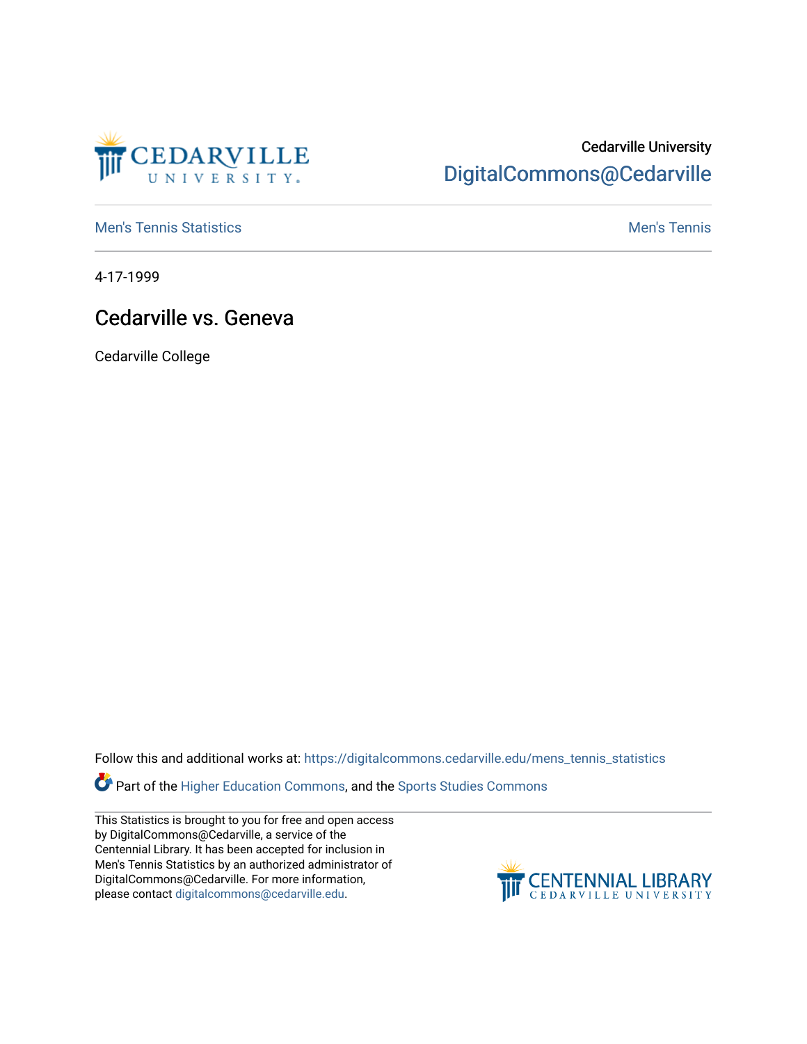Cedarville University
DigitalCommons@Cedarville

Men's Tennis Statistics | Men's Tennis

4-17-1999

# Cedarville vs. Geneva

Cedarville College

Follow this and additional works at: https://digitalcommons.cedarville.edu/mens_tennis_statistics

Part of the Higher Education Commons, and the Sports Studies Commons

This Statistics is brought to you for free and open access by DigitalCommons@Cedarville, a service of the Centennial Library. It has been accepted for inclusion in Men's Tennis Statistics by an authorized administrator of DigitalCommons@Cedarville. For more information, please contact digitalcommons@cedarville.edu.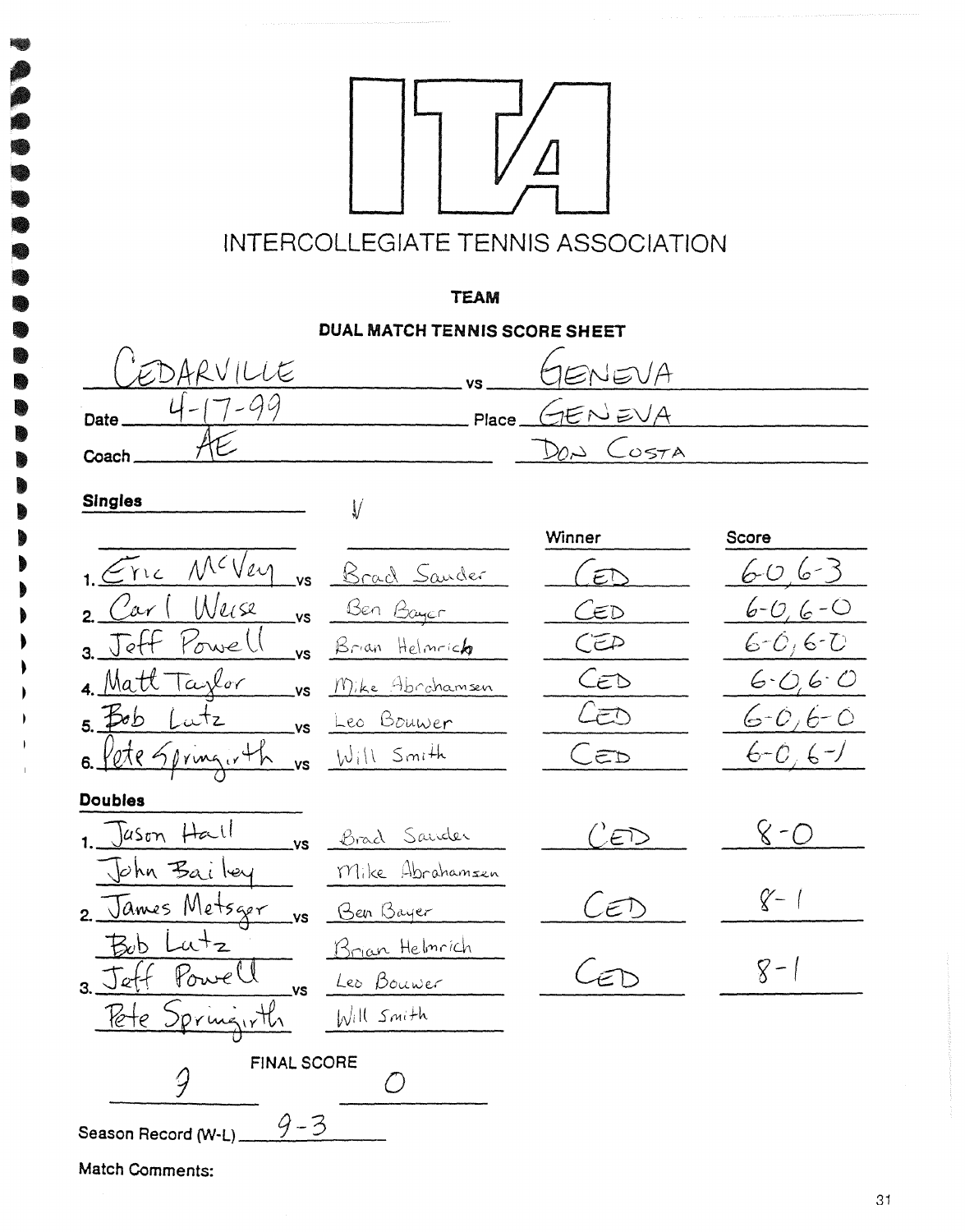# ITA

## INTERCOLLEGIATE TENNIS ASSOCIATION

**TEAM**

**DUAL MATCH TENNIS SCORE SHEET**

CEDARVILLE vs GENEVA

Date 4-17-99 Place GENEVA

Coach AE DON COSTA

**Singles**

| | | | Winner | Score |
|---|---|---|---|---|
| 1. Eric McVey | vs | Brad Sauder | CED | 6-0, 6-3 |
| 2. Carl Weise | vs | Ben Bayer | CED | 6-0, 6-0 |
| 3. Jeff Powell | vs | Brian Helmrich | CED | 6-0, 6-0 |
| 4. Matt Taylor | vs | Mike Abrahamsen | CED | 6-0, 6-0 |
| 5. Bob Lutz | vs | Leo Bouwer | CED | 6-0, 6-0 |
| 6. Pete Springirth | vs | Will Smith | CED | 6-0, 6-1 |

**Doubles**

| | | | Winner | Score |
|---|---|---|---|---|
| 1. Jason Hall / John Bailey | vs | Brad Sauder / Mike Abrahamsen | CED | 8-0 |
| 2. James Metsger / Bob Lutz | vs | Ben Bayer / Brian Helmrich | CED | 8-1 |
| 3. Jeff Powell / Pete Springirth | vs | Leo Bouwer / Will Smith | CED | 8-1 |

FINAL SCORE

9 0

Season Record (W-L) 9-3

Match Comments: